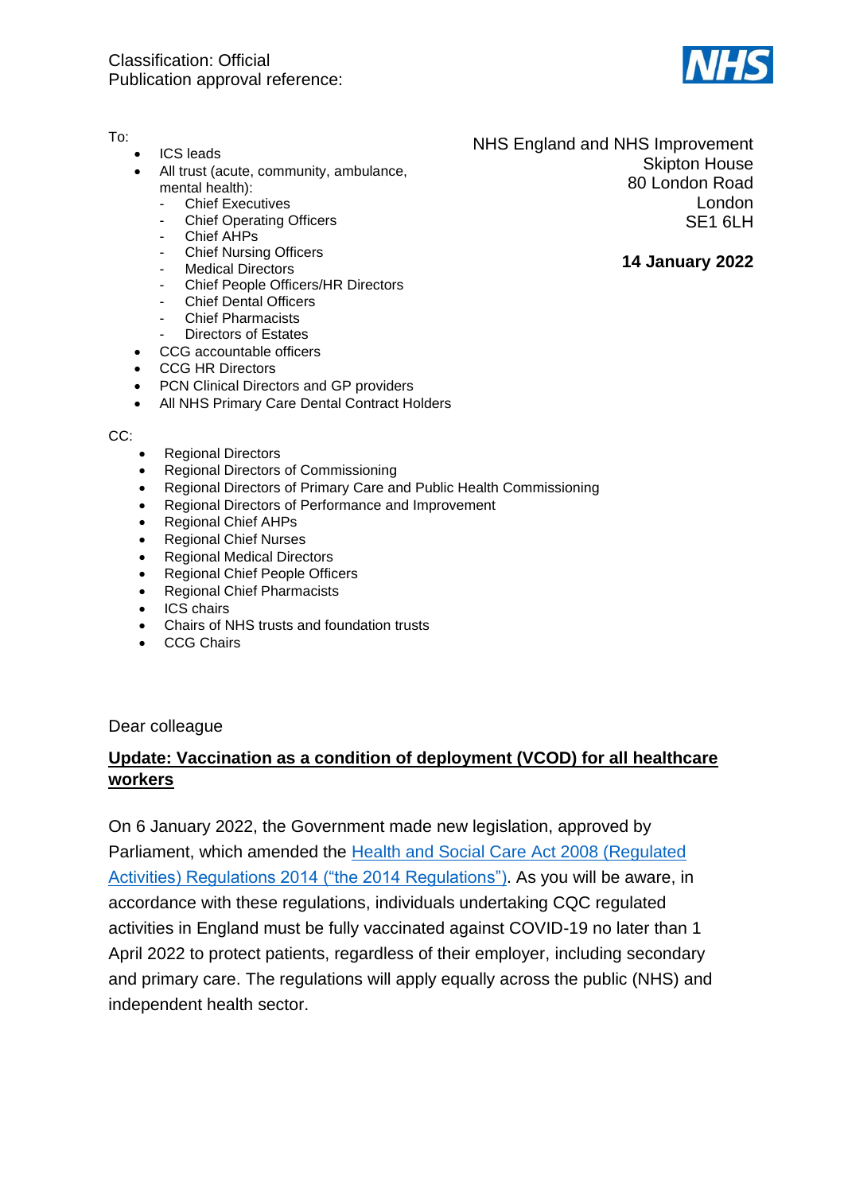Classification: Official
Publication approval reference:

To:

- ICS leads
- All trust (acute, community, ambulance, mental health):
  - Chief Executives
  - Chief Operating Officers
  - Chief AHPs
  - Chief Nursing Officers
  - Medical Directors
  - Chief People Officers/HR Directors
  - Chief Dental Officers
  - Chief Pharmacists
  - Directors of Estates
- CCG accountable officers
- CCG HR Directors
- PCN Clinical Directors and GP providers
- All NHS Primary Care Dental Contract Holders

NHS England and NHS Improvement
Skipton House
80 London Road
London
SE1 6LH

**14 January 2022**

CC:

- Regional Directors
- Regional Directors of Commissioning
- Regional Directors of Primary Care and Public Health Commissioning
- Regional Directors of Performance and Improvement
- Regional Chief AHPs
- Regional Chief Nurses
- Regional Medical Directors
- Regional Chief People Officers
- Regional Chief Pharmacists
- ICS chairs
- Chairs of NHS trusts and foundation trusts
- CCG Chairs

Dear colleague

**Update: Vaccination as a condition of deployment (VCOD) for all healthcare workers**

On 6 January 2022, the Government made new legislation, approved by Parliament, which amended the Health and Social Care Act 2008 (Regulated Activities) Regulations 2014 ("the 2014 Regulations"). As you will be aware, in accordance with these regulations, individuals undertaking CQC regulated activities in England must be fully vaccinated against COVID-19 no later than 1 April 2022 to protect patients, regardless of their employer, including secondary and primary care. The regulations will apply equally across the public (NHS) and independent health sector.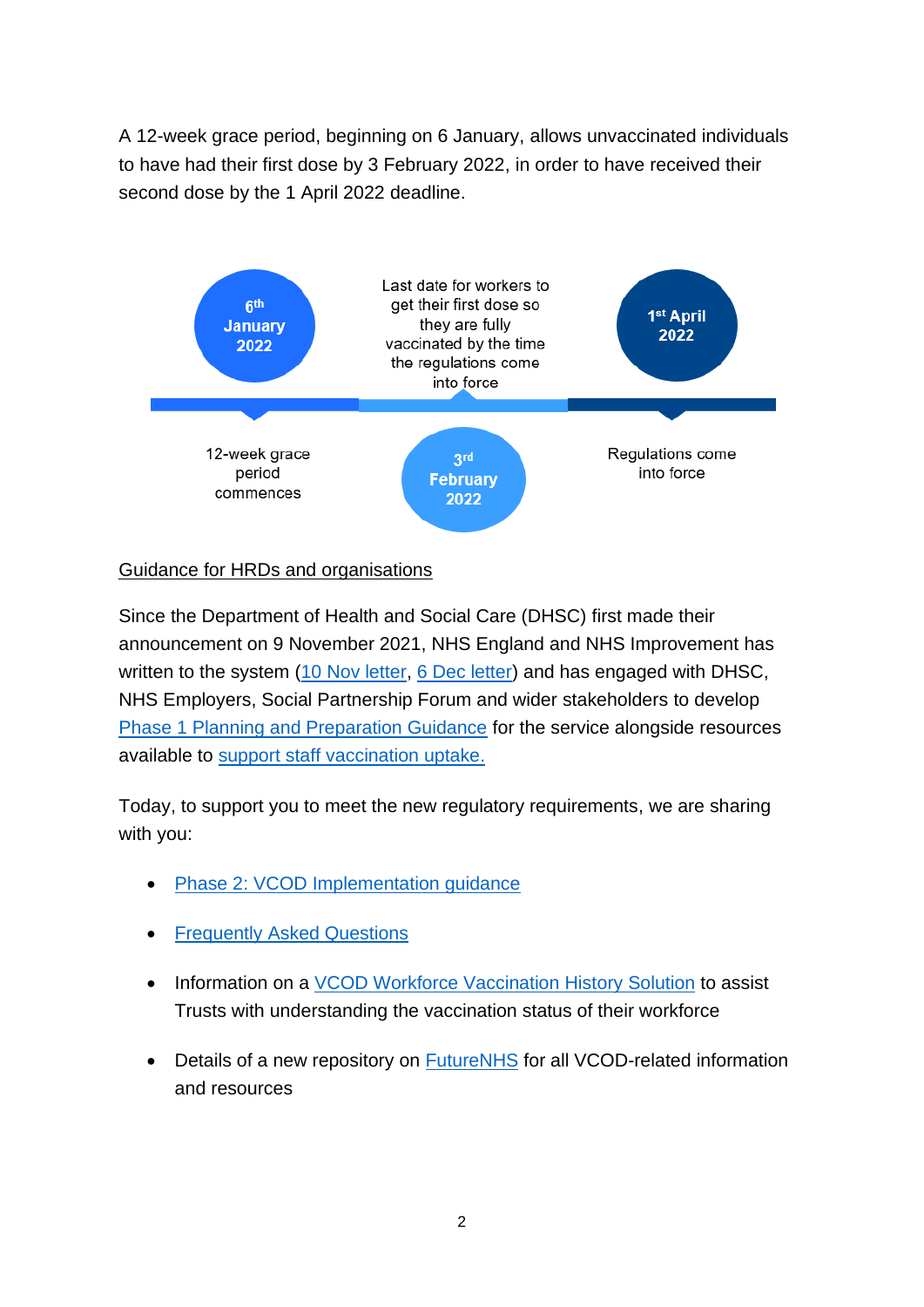A 12-week grace period, beginning on 6 January, allows unvaccinated individuals to have had their first dose by 3 February 2022, in order to have received their second dose by the 1 April 2022 deadline.

**6th January 2022** — 12-week grace period commences

**3rd February 2022** — Last date for workers to get their first dose so they are fully vaccinated by the time the regulations come into force

**1st April 2022** — Regulations come into force

Guidance for HRDs and organisations

Since the Department of Health and Social Care (DHSC) first made their announcement on 9 November 2021, NHS England and NHS Improvement has written to the system (10 Nov letter, 6 Dec letter) and has engaged with DHSC, NHS Employers, Social Partnership Forum and wider stakeholders to develop Phase 1 Planning and Preparation Guidance for the service alongside resources available to support staff vaccination uptake.

Today, to support you to meet the new regulatory requirements, we are sharing with you:

- Phase 2: VCOD Implementation guidance
- Frequently Asked Questions
- Information on a VCOD Workforce Vaccination History Solution to assist Trusts with understanding the vaccination status of their workforce
- Details of a new repository on FutureNHS for all VCOD-related information and resources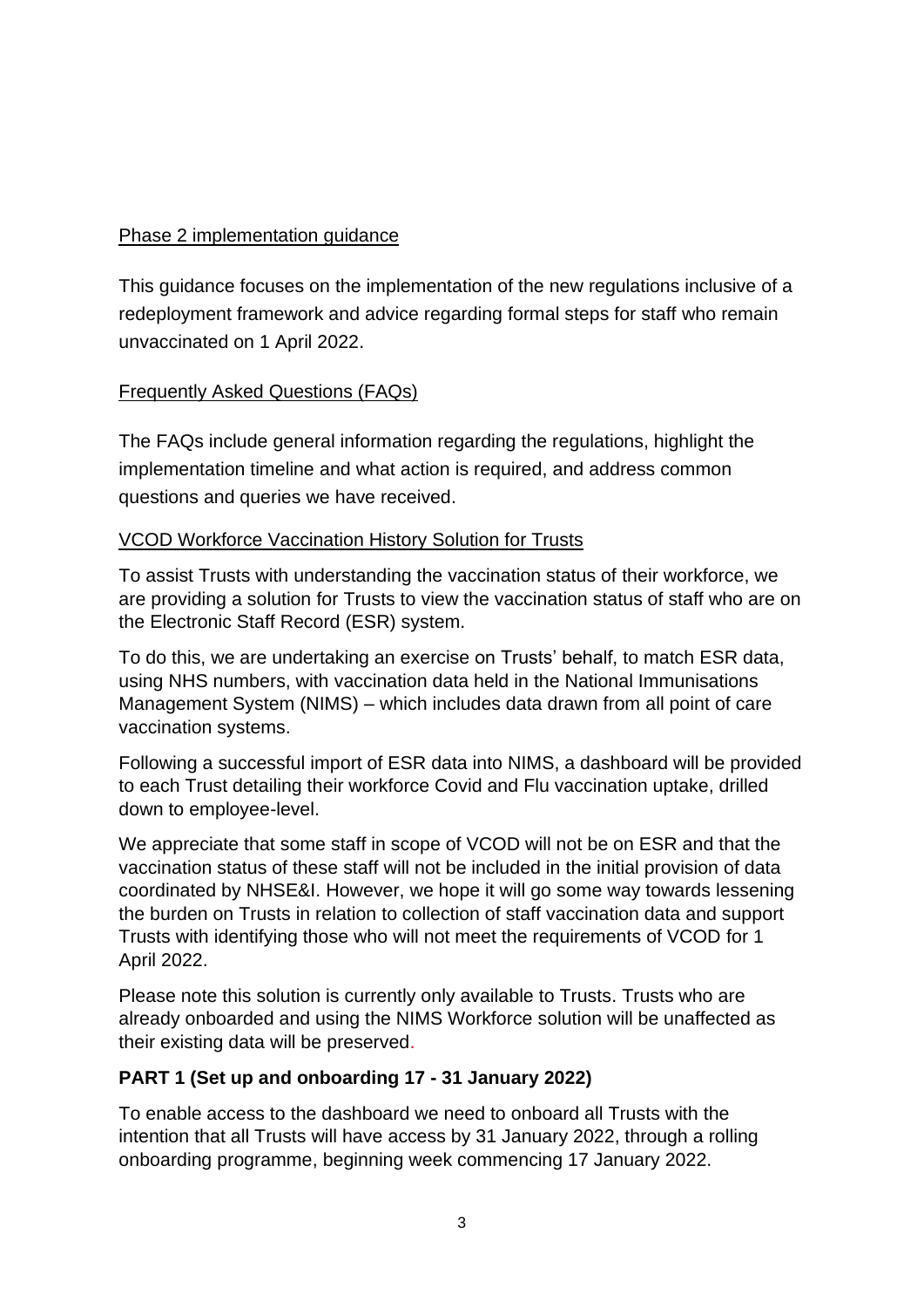Phase 2 implementation guidance

This guidance focuses on the implementation of the new regulations inclusive of a redeployment framework and advice regarding formal steps for staff who remain unvaccinated on 1 April 2022.

Frequently Asked Questions (FAQs)

The FAQs include general information regarding the regulations, highlight the implementation timeline and what action is required, and address common questions and queries we have received.

VCOD Workforce Vaccination History Solution for Trusts

To assist Trusts with understanding the vaccination status of their workforce, we are providing a solution for Trusts to view the vaccination status of staff who are on the Electronic Staff Record (ESR) system.

To do this, we are undertaking an exercise on Trusts' behalf, to match ESR data, using NHS numbers, with vaccination data held in the National Immunisations Management System (NIMS) – which includes data drawn from all point of care vaccination systems.

Following a successful import of ESR data into NIMS, a dashboard will be provided to each Trust detailing their workforce Covid and Flu vaccination uptake, drilled down to employee-level.

We appreciate that some staff in scope of VCOD will not be on ESR and that the vaccination status of these staff will not be included in the initial provision of data coordinated by NHSE&I. However, we hope it will go some way towards lessening the burden on Trusts in relation to collection of staff vaccination data and support Trusts with identifying those who will not meet the requirements of VCOD for 1 April 2022.

Please note this solution is currently only available to Trusts. Trusts who are already onboarded and using the NIMS Workforce solution will be unaffected as their existing data will be preserved.

**PART 1 (Set up and onboarding 17 - 31 January 2022)**

To enable access to the dashboard we need to onboard all Trusts with the intention that all Trusts will have access by 31 January 2022, through a rolling onboarding programme, beginning week commencing 17 January 2022.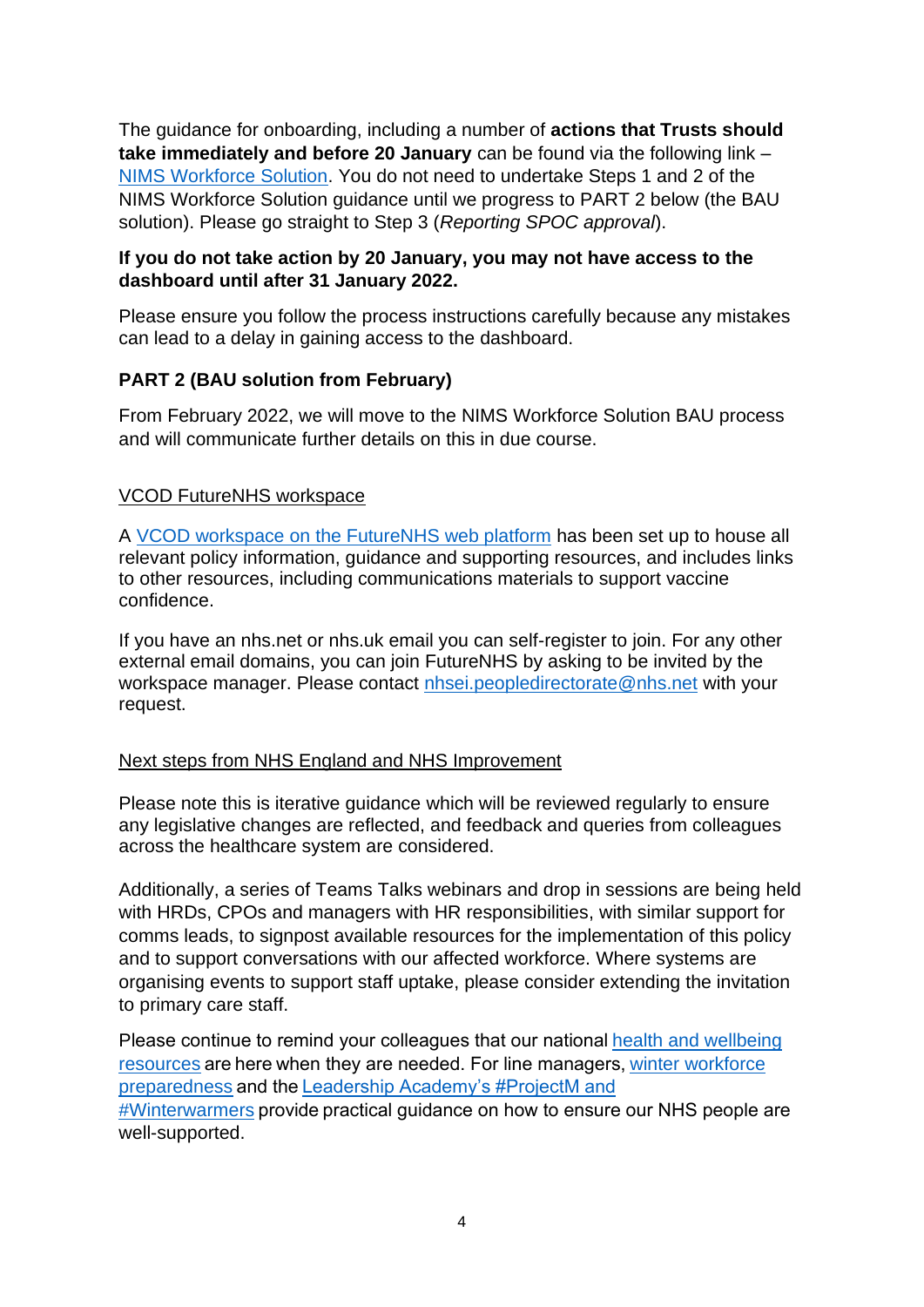The guidance for onboarding, including a number of **actions that Trusts should take immediately and before 20 January** can be found via the following link – NIMS Workforce Solution. You do not need to undertake Steps 1 and 2 of the NIMS Workforce Solution guidance until we progress to PART 2 below (the BAU solution). Please go straight to Step 3 (*Reporting SPOC approval*).

**If you do not take action by 20 January, you may not have access to the dashboard until after 31 January 2022.**

Please ensure you follow the process instructions carefully because any mistakes can lead to a delay in gaining access to the dashboard.

**PART 2 (BAU solution from February)**

From February 2022, we will move to the NIMS Workforce Solution BAU process and will communicate further details on this in due course.

## VCOD FutureNHS workspace

A VCOD workspace on the FutureNHS web platform has been set up to house all relevant policy information, guidance and supporting resources, and includes links to other resources, including communications materials to support vaccine confidence.

If you have an nhs.net or nhs.uk email you can self-register to join. For any other external email domains, you can join FutureNHS by asking to be invited by the workspace manager. Please contact nhsei.peopledirectorate@nhs.net with your request.

## Next steps from NHS England and NHS Improvement

Please note this is iterative guidance which will be reviewed regularly to ensure any legislative changes are reflected, and feedback and queries from colleagues across the healthcare system are considered.

Additionally, a series of Teams Talks webinars and drop in sessions are being held with HRDs, CPOs and managers with HR responsibilities, with similar support for comms leads, to signpost available resources for the implementation of this policy and to support conversations with our affected workforce. Where systems are organising events to support staff uptake, please consider extending the invitation to primary care staff.

Please continue to remind your colleagues that our national health and wellbeing resources are here when they are needed. For line managers, winter workforce preparedness and the Leadership Academy's #ProjectM and #Winterwarmers provide practical guidance on how to ensure our NHS people are well-supported.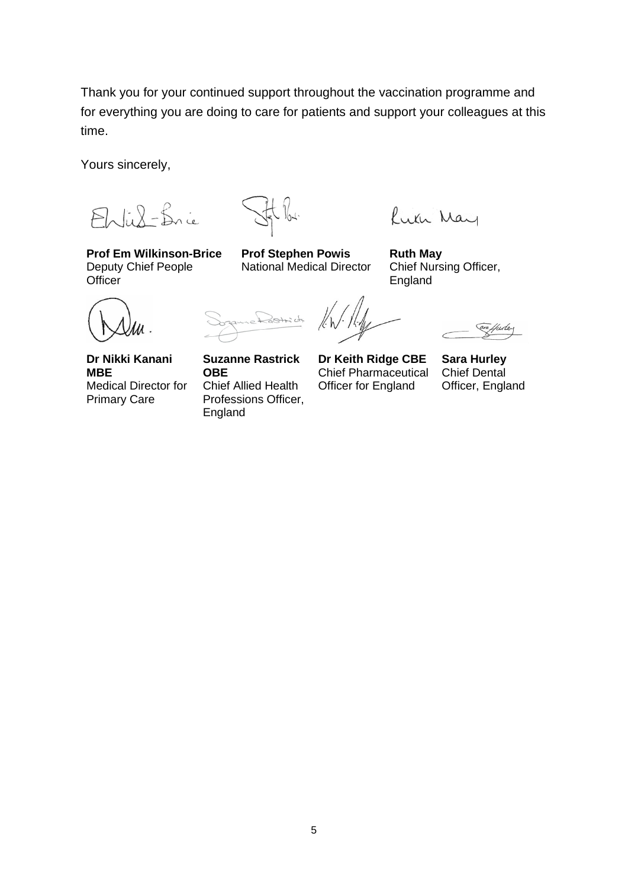Thank you for your continued support throughout the vaccination programme and for everything you are doing to care for patients and support your colleagues at this time.

Yours sincerely,

**Prof Em Wilkinson-Brice**
Deputy Chief People Officer

**Prof Stephen Powis**
National Medical Director

**Ruth May**
Chief Nursing Officer, England

**Dr Nikki Kanani MBE**
Medical Director for Primary Care

**Suzanne Rastrick OBE**
Chief Allied Health Professions Officer, England

**Dr Keith Ridge CBE**
Chief Pharmaceutical Officer for England

**Sara Hurley**
Chief Dental Officer, England